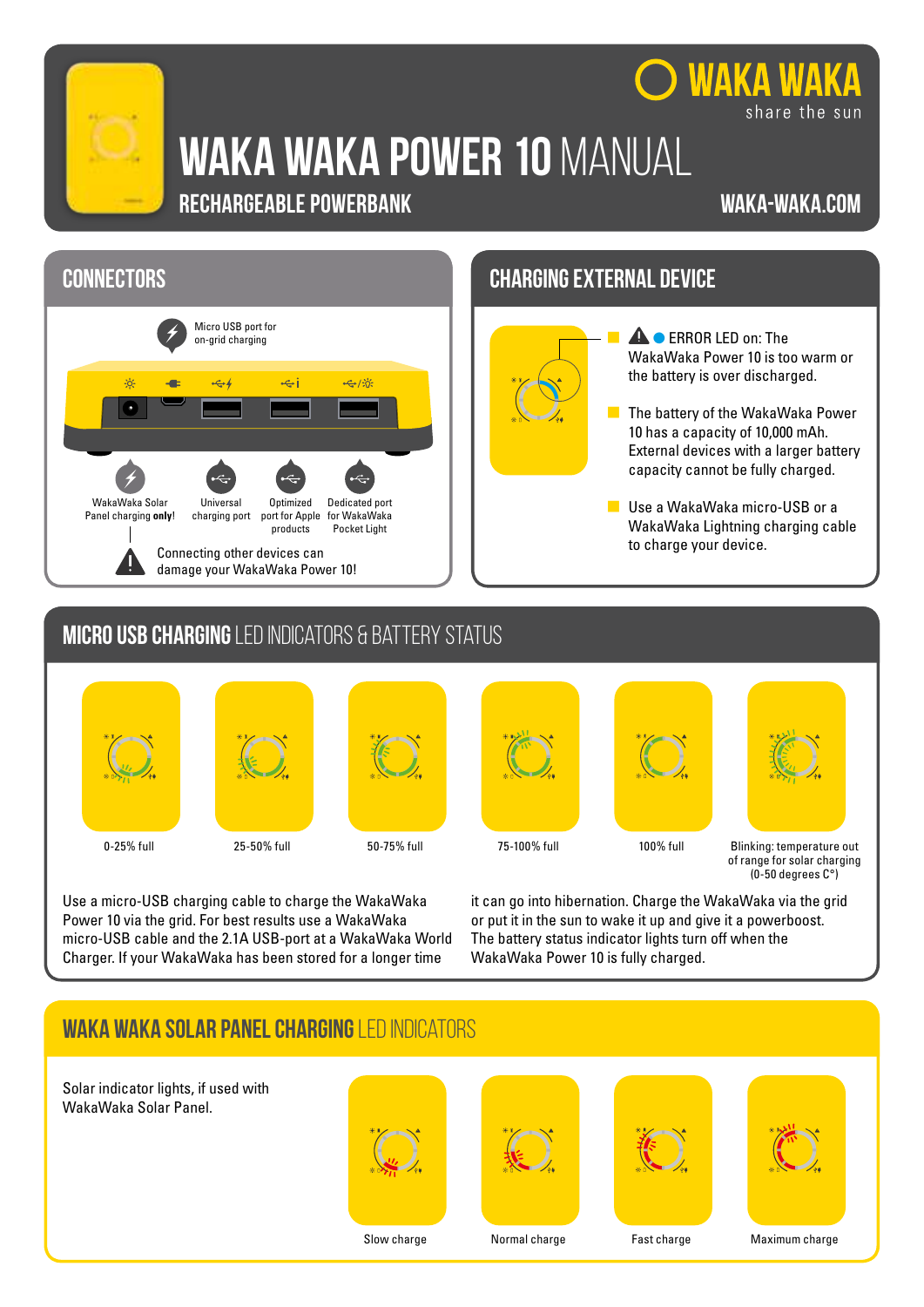# WAKA WAKA POWER 10 MANUAL

WAKA WAKA
share the sun

## RECHARGEABLE POWERBANK

WAKA-WAKA.COM

## CONNECTORS

Micro USB port for on-grid charging

- WakaWaka Solar Panel charging **only**!
- Universal charging port
- Optimized port for Apple products
- Dedicated port for WakaWaka Pocket Light

Connecting other devices can damage your WakaWaka Power 10!

## CHARGING EXTERNAL DEVICE

- ERROR LED on: The WakaWaka Power 10 is too warm or the battery is over discharged.
- The battery of the WakaWaka Power 10 has a capacity of 10,000 mAh. External devices with a larger battery capacity cannot be fully charged.
- Use a WakaWaka micro-USB or a WakaWaka Lightning charging cable to charge your device.

## MICRO USB CHARGING LED INDICATORS & BATTERY STATUS

0-25% full

25-50% full

50-75% full

75-100% full

100% full

Blinking: temperature out of range for solar charging (0-50 degrees C°)

Use a micro-USB charging cable to charge the WakaWaka Power 10 via the grid. For best results use a WakaWaka micro-USB cable and the 2.1A USB-port at a WakaWaka World Charger. If your WakaWaka has been stored for a longer time it can go into hibernation. Charge the WakaWaka via the grid or put it in the sun to wake it up and give it a powerboost. The battery status indicator lights turn off when the WakaWaka Power 10 is fully charged.

## WAKA WAKA SOLAR PANEL CHARGING LED INDICATORS

Solar indicator lights, if used with WakaWaka Solar Panel.

Slow charge

Normal charge

Fast charge

Maximum charge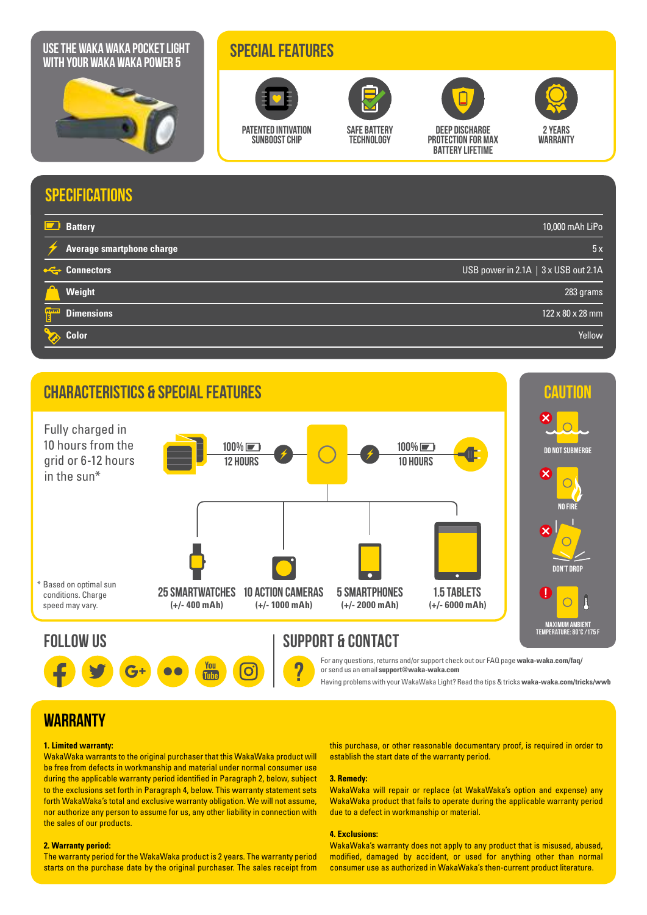## USE THE WAKA WAKA POCKET LIGHT WITH YOUR WAKA WAKA POWER 5

## SPECIAL FEATURES

- PATENTED INTIVATION SUNBOOST CHIP
- SAFE BATTERY TECHNOLOGY
- DEEP DISCHARGE PROTECTION FOR MAX BATTERY LIFETIME
- 2 YEARS WARRANTY

## SPECIFICATIONS

| | |
|---|---|
| **Battery** | 10,000 mAh LiPo |
| **Average smartphone charge** | 5 x |
| **Connectors** | USB power in 2.1A \| 3 x USB out 2.1A |
| **Weight** | 283 grams |
| **Dimensions** | 122 x 80 x 28 mm |
| **Color** | Yellow |

## CHARACTERISTICS & SPECIAL FEATURES

Fully charged in 10 hours from the grid or 6-12 hours in the sun*

100% 12 HOURS

100% 10 HOURS

25 SMARTWATCHES (+/- 400 mAh)

10 ACTION CAMERAS (+/- 1000 mAh)

5 SMARTPHONES (+/- 2000 mAh)

1.5 TABLETS (+/- 6000 mAh)

* Based on optimal sun conditions. Charge speed may vary.

## CAUTION

- DO NOT SUBMERGE
- NO FIRE
- DON'T DROP
- MAXIMUM AMBIENT TEMPERATURE: 80°C / 176 F

## FOLLOW US

## SUPPORT & CONTACT

For any questions, returns and/or support check out our FAQ page **waka-waka.com/faq/** or send us an email **support@waka-waka.com**

Having problems with your WakaWaka Light? Read the tips & tricks **waka-waka.com/tricks/wwb**

## WARRANTY

**1. Limited warranty:**
WakaWaka warrants to the original purchaser that this WakaWaka product will be free from defects in workmanship and material under normal consumer use during the applicable warranty period identified in Paragraph 2, below, subject to the exclusions set forth in Paragraph 4, below. This warranty statement sets forth WakaWaka's total and exclusive warranty obligation. We will not assume, nor authorize any person to assume for us, any other liability in connection with the sales of our products.

**2. Warranty period:**
The warranty period for the WakaWaka product is 2 years. The warranty period starts on the purchase date by the original purchaser. The sales receipt from this purchase, or other reasonable documentary proof, is required in order to establish the start date of the warranty period.

**3. Remedy:**
WakaWaka will repair or replace (at WakaWaka's option and expense) any WakaWaka product that fails to operate during the applicable warranty period due to a defect in workmanship or material.

**4. Exclusions:**
WakaWaka's warranty does not apply to any product that is misused, abused, modified, damaged by accident, or used for anything other than normal consumer use as authorized in WakaWaka's then-current product literature.